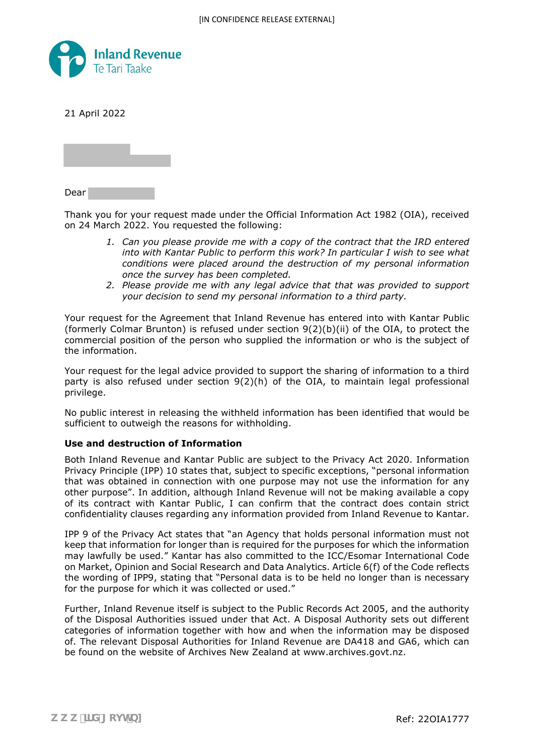Inland Revenue
Te Tari Taake

21 April 2022

Dear

Thank you for your request made under the Official Information Act 1982 (OIA), received on 24 March 2022. You requested the following:

1. *Can you please provide me with a copy of the contract that the IRD entered into with Kantar Public to perform this work? In particular I wish to see what conditions were placed around the destruction of my personal information once the survey has been completed.*
2. *Please provide me with any legal advice that that was provided to support your decision to send my personal information to a third party.*

Your request for the Agreement that Inland Revenue has entered into with Kantar Public (formerly Colmar Brunton) is refused under section 9(2)(b)(ii) of the OIA, to protect the commercial position of the person who supplied the information or who is the subject of the information.

Your request for the legal advice provided to support the sharing of information to a third party is also refused under section 9(2)(h) of the OIA, to maintain legal professional privilege.

No public interest in releasing the withheld information has been identified that would be sufficient to outweigh the reasons for withholding.

**Use and destruction of Information**

Both Inland Revenue and Kantar Public are subject to the Privacy Act 2020. Information Privacy Principle (IPP) 10 states that, subject to specific exceptions, "personal information that was obtained in connection with one purpose may not use the information for any other purpose". In addition, although Inland Revenue will not be making available a copy of its contract with Kantar Public, I can confirm that the contract does contain strict confidentiality clauses regarding any information provided from Inland Revenue to Kantar.

IPP 9 of the Privacy Act states that "an Agency that holds personal information must not keep that information for longer than is required for the purposes for which the information may lawfully be used." Kantar has also committed to the ICC/Esomar International Code on Market, Opinion and Social Research and Data Analytics. Article 6(f) of the Code reflects the wording of IPP9, stating that "Personal data is to be held no longer than is necessary for the purpose for which it was collected or used."

Further, Inland Revenue itself is subject to the Public Records Act 2005, and the authority of the Disposal Authorities issued under that Act. A Disposal Authority sets out different categories of information together with how and when the information may be disposed of. The relevant Disposal Authorities for Inland Revenue are DA418 and GA6, which can be found on the website of Archives New Zealand at www.archives.govt.nz.

Ref: 22OIA1777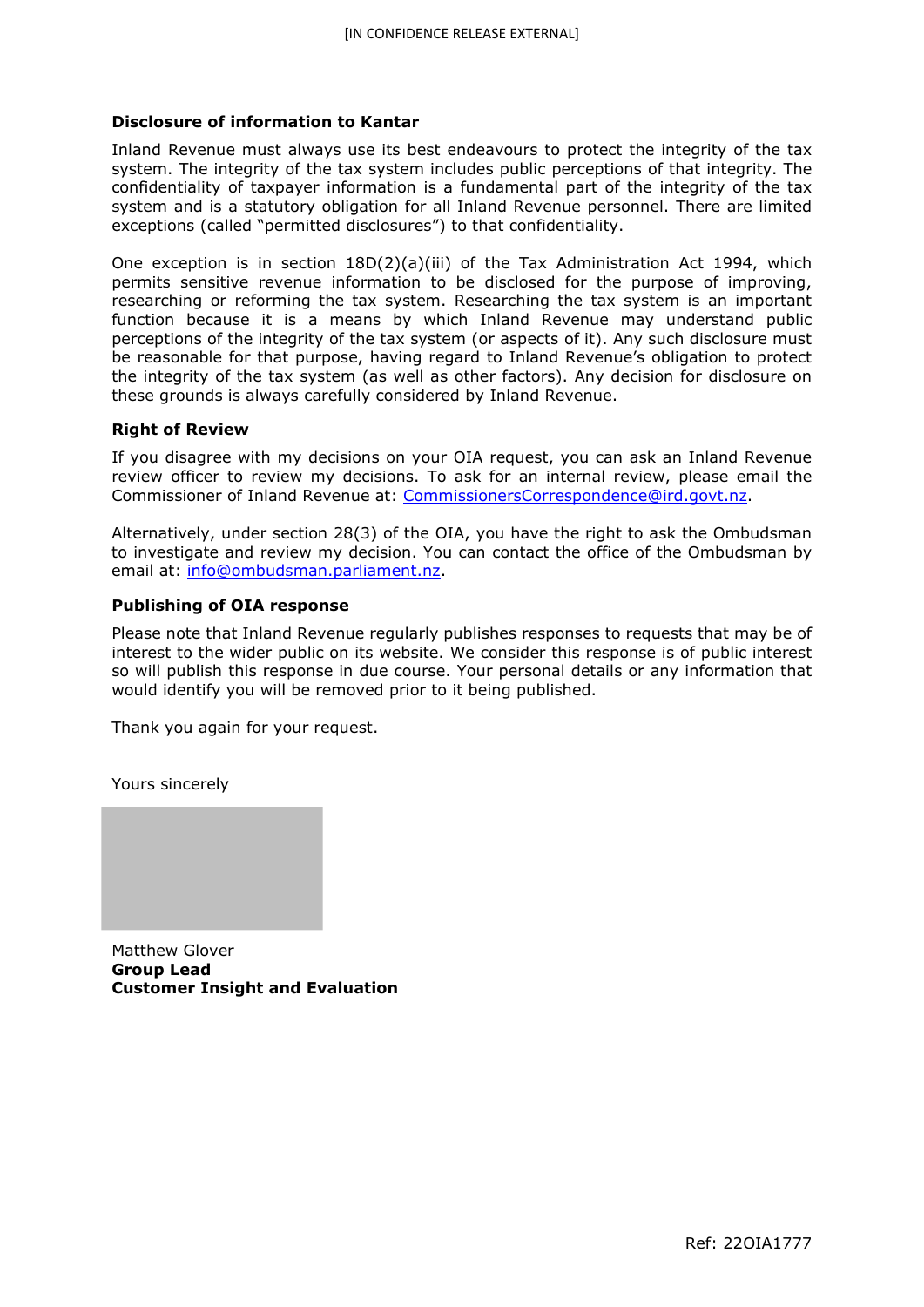**Disclosure of information to Kantar**

Inland Revenue must always use its best endeavours to protect the integrity of the tax system. The integrity of the tax system includes public perceptions of that integrity. The confidentiality of taxpayer information is a fundamental part of the integrity of the tax system and is a statutory obligation for all Inland Revenue personnel. There are limited exceptions (called "permitted disclosures") to that confidentiality.

One exception is in section 18D(2)(a)(iii) of the Tax Administration Act 1994, which permits sensitive revenue information to be disclosed for the purpose of improving, researching or reforming the tax system. Researching the tax system is an important function because it is a means by which Inland Revenue may understand public perceptions of the integrity of the tax system (or aspects of it). Any such disclosure must be reasonable for that purpose, having regard to Inland Revenue's obligation to protect the integrity of the tax system (as well as other factors). Any decision for disclosure on these grounds is always carefully considered by Inland Revenue.

**Right of Review**

If you disagree with my decisions on your OIA request, you can ask an Inland Revenue review officer to review my decisions. To ask for an internal review, please email the Commissioner of Inland Revenue at: CommissionersCorrespondence@ird.govt.nz.

Alternatively, under section 28(3) of the OIA, you have the right to ask the Ombudsman to investigate and review my decision. You can contact the office of the Ombudsman by email at: info@ombudsman.parliament.nz.

**Publishing of OIA response**

Please note that Inland Revenue regularly publishes responses to requests that may be of interest to the wider public on its website. We consider this response is of public interest so will publish this response in due course. Your personal details or any information that would identify you will be removed prior to it being published.

Thank you again for your request.

Yours sincerely

Matthew Glover
**Group Lead**
**Customer Insight and Evaluation**

Ref: 22OIA1777